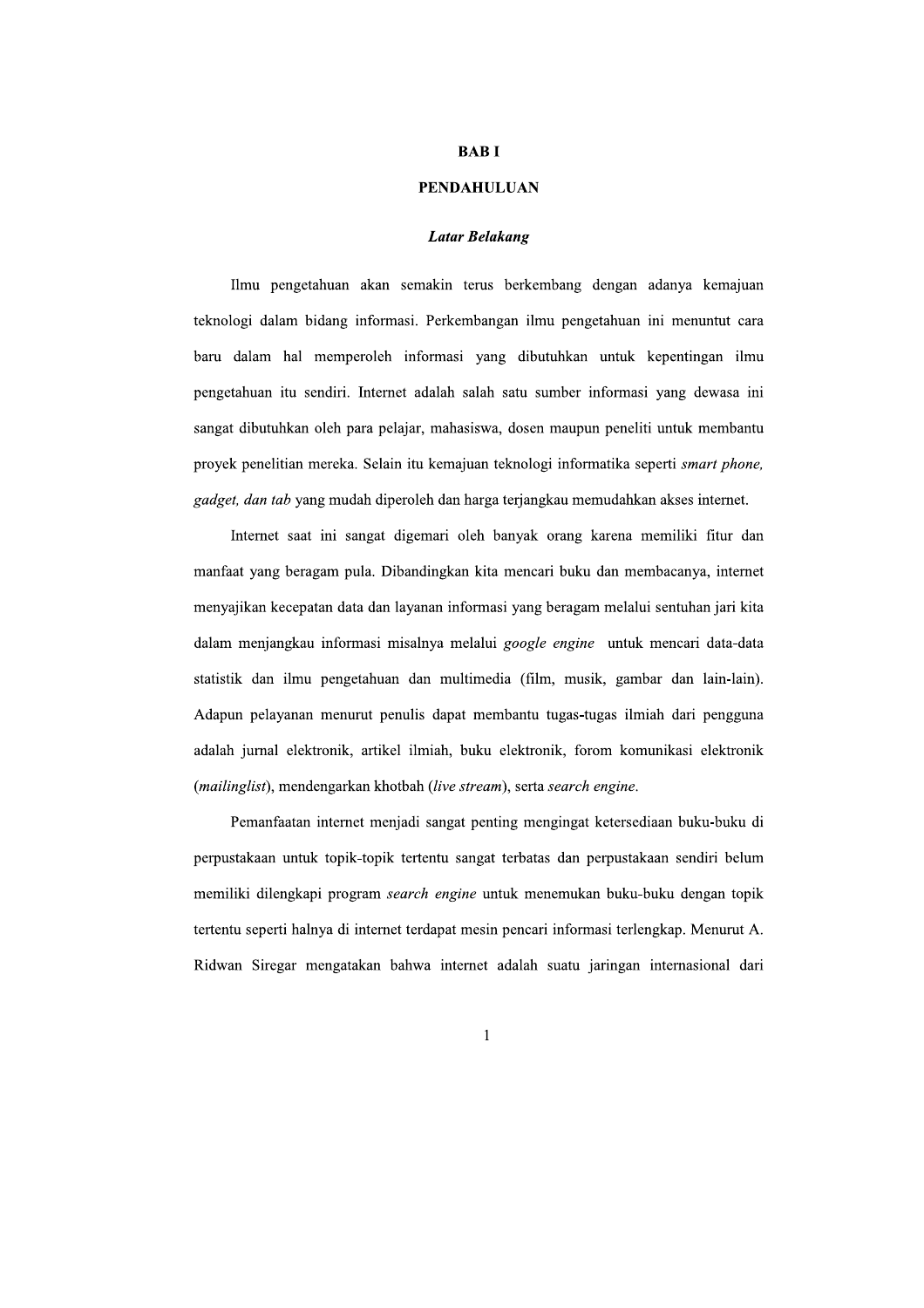# BAB I

# PENDAHULUAN

### *Latar Belakang*

Ilmu pengetahuan akan semakin terus berkembang dengan adanya kemajuan teknologi dalam bidang informasi. Perkembangan ilmu pengetahuan ini menuntut cara baru dalam hal memperoleh informasi yang dibutuhkan untuk kepentingan ilmu pengetahuan itu sendiri. Internet adalah salah satu sumber informasi yang dewasa ini sangat dibutuhkan oleh para pelajar, mahasiswa, dosen maupun peneliti untuk membantu proyek penelitian mereka. Selain itu kemajuan teknologi informatika seperti *smart phone, gadget, dan tab* yang mudah diperoleh dan harga terjangkau memudahkan akses internet.

Internet saat ini sangat digemari oleh banyak orang karena memiliki fitur dan manfaat yang beragam pula. Dibandingkan kita mencari buku dan membacanya, internet menyajikan kecepatan data dan layanan informasi yang beragam melalui sentuhan jari kita dalam menjangkau informasi misalnya melalui *google engine* untuk mencari data-data statistik dan ilmu pengetahuan dan multimedia (film, musik, gambar dan lain-lain). Adapun pelayanan menurut penulis dapat membantu tugas-tugas ilmiah dari pengguna adalah jurnal elektronik, artikel ilmiah, buku elektronik, forom komunikasi elektronik (*mailinglist*), mendengarkan khotbah (*live stream*), serta *search engine*.

Pemanfaatan internet menjadi sangat penting mengingat ketersediaan buku-buku di perpustakaan untuk topik-topik tertentu sangat terbatas dan perpustakaan sendiri belum memiliki dilengkapi program *search engine* untuk menemukan buku-buku dengan topik tertentu seperti halnya di internet terdapat mesin pencari informasi terlengkap. Menurut A. Ridwan Siregar mengatakan bahwa internet adalah suatu jaringan internasional dari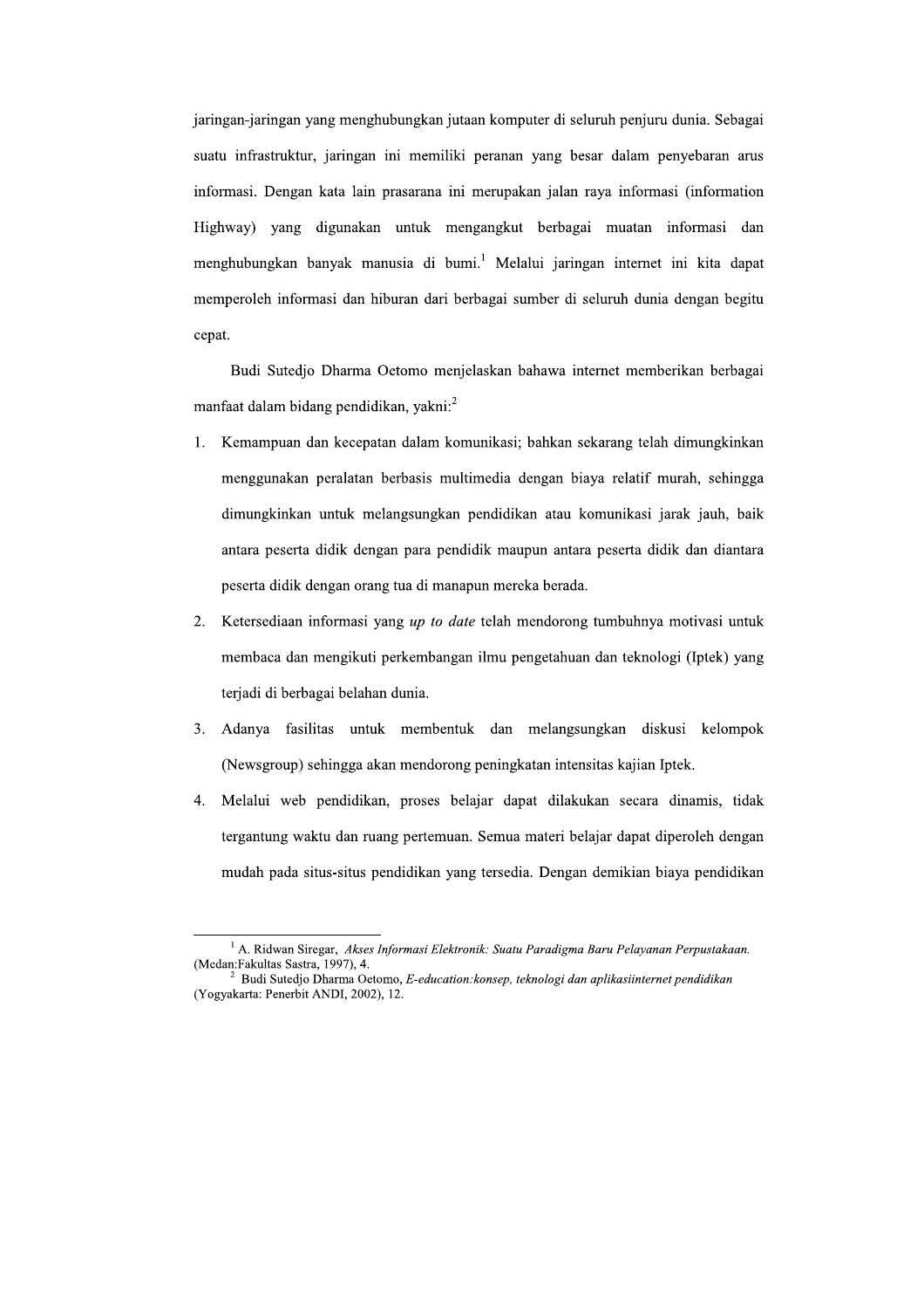jaringan-jaringan yang menghubungkan jutaan komputer di seluruh penjuru dunia. Sebagai suatu infrastruktur, jaringan ini memiliki peranan yang besar dalam penyebaran arus informasi. Dengan kata lain prasarana ini merupakan jalan raya informasi (information Highway) yang digunakan untuk mengangkut berbagai muatan informasi dan menghubungkan banyak manusia di bumi.[1] Melalui jaringan internet ini kita dapat memperoleh informasi dan hiburan dari berbagai sumber di seluruh dunia dengan begitu cepat.

Budi Sutedjo Dharma Oetomo menjelaskan bahawa internet memberikan berbagai manfaat dalam bidang pendidikan, yakni:[2]

1. Kemampuan dan kecepatan dalam komunikasi; bahkan sekarang telah dimungkinkan menggunakan peralatan berbasis multimedia dengan biaya relatif murah, sehingga dimungkinkan untuk melangsungkan pendidikan atau komunikasi jarak jauh, baik antara peserta didik dengan para pendidik maupun antara peserta didik dan diantara peserta didik dengan orang tua di manapun mereka berada.
2. Ketersediaan informasi yang *up to date* telah mendorong tumbuhnya motivasi untuk membaca dan mengikuti perkembangan ilmu pengetahuan dan teknologi (Iptek) yang terjadi di berbagai belahan dunia.
3. Adanya fasilitas untuk membentuk dan melangsungkan diskusi kelompok (Newsgroup) sehingga akan mendorong peningkatan intensitas kajian Iptek.
4. Melalui web pendidikan, proses belajar dapat dilakukan secara dinamis, tidak tergantung waktu dan ruang pertemuan. Semua materi belajar dapat diperoleh dengan mudah pada situs-situs pendidikan yang tersedia. Dengan demikian biaya pendidikan

---

[1] A. Ridwan Siregar, *Akses Informasi Elektronik: Suatu Paradigma Baru Pelayanan Perpustakaan.* (Medan:Fakultas Sastra, 1997), 4.

[2] Budi Sutedjo Dharma Oetomo, *E-education:konsep, teknologi dan aplikasiinternet pendidikan* (Yogyakarta: Penerbit ANDI, 2002), 12.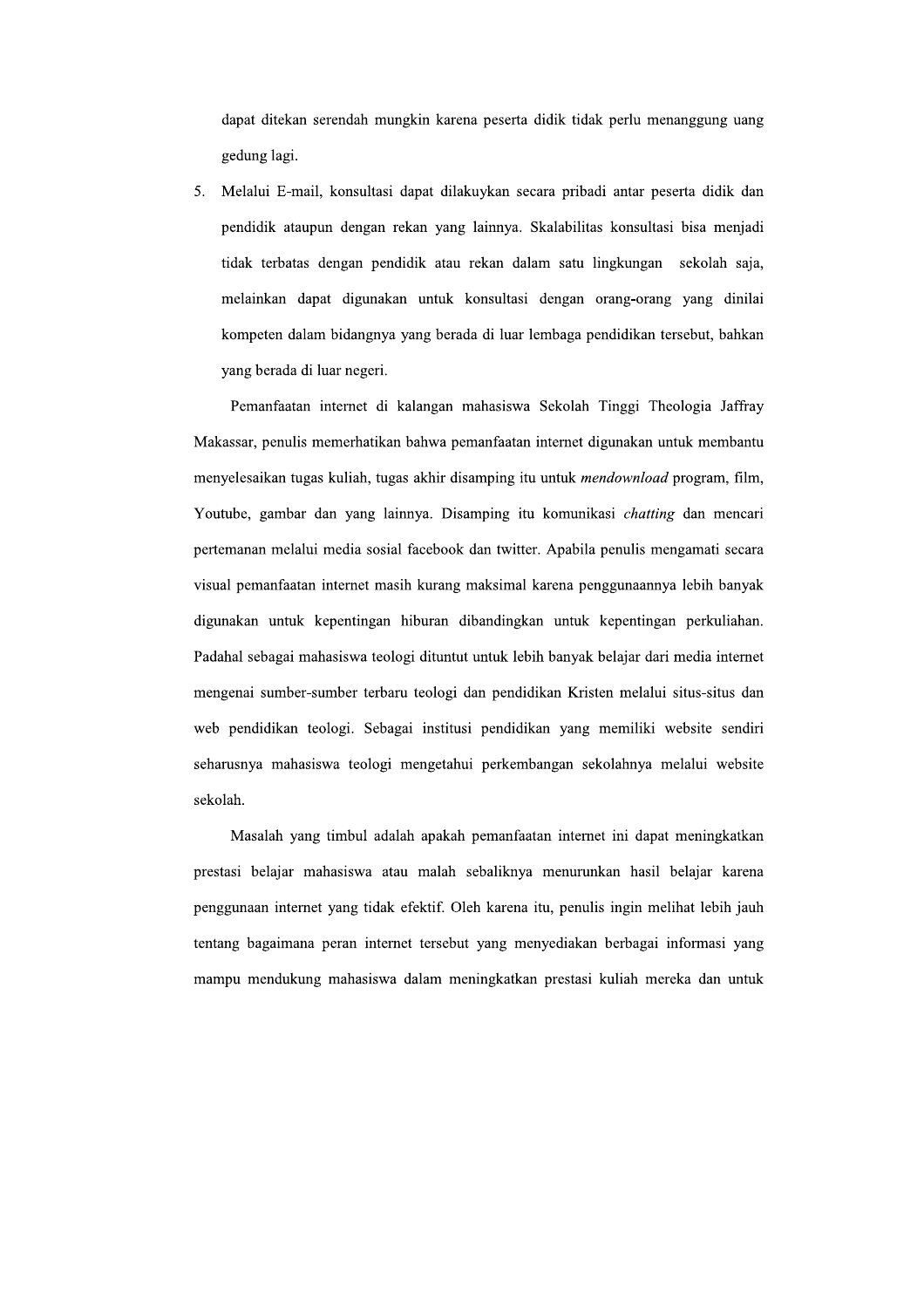dapat ditekan serendah mungkin karena peserta didik tidak perlu menanggung uang gedung lagi.

5. Melalui E-mail, konsultasi dapat dilakuykan secara pribadi antar peserta didik dan pendidik ataupun dengan rekan yang lainnya. Skalabilitas konsultasi bisa menjadi tidak terbatas dengan pendidik atau rekan dalam satu lingkungan sekolah saja, melainkan dapat digunakan untuk konsultasi dengan orang-orang yang dinilai kompeten dalam bidangnya yang berada di luar lembaga pendidikan tersebut, bahkan yang berada di luar negeri.

Pemanfaatan internet di kalangan mahasiswa Sekolah Tinggi Theologia Jaffray Makassar, penulis memerhatikan bahwa pemanfaatan internet digunakan untuk membantu menyelesaikan tugas kuliah, tugas akhir disamping itu untuk *mendownload* program, film, Youtube, gambar dan yang lainnya. Disamping itu komunikasi *chatting* dan mencari pertemanan melalui media sosial facebook dan twitter. Apabila penulis mengamati secara visual pemanfaatan internet masih kurang maksimal karena penggunaannya lebih banyak digunakan untuk kepentingan hiburan dibandingkan untuk kepentingan perkuliahan. Padahal sebagai mahasiswa teologi dituntut untuk lebih banyak belajar dari media internet mengenai sumber-sumber terbaru teologi dan pendidikan Kristen melalui situs-situs dan web pendidikan teologi. Sebagai institusi pendidikan yang memiliki website sendiri seharusnya mahasiswa teologi mengetahui perkembangan sekolahnya melalui website sekolah.

Masalah yang timbul adalah apakah pemanfaatan internet ini dapat meningkatkan prestasi belajar mahasiswa atau malah sebaliknya menurunkan hasil belajar karena penggunaan internet yang tidak efektif. Oleh karena itu, penulis ingin melihat lebih jauh tentang bagaimana peran internet tersebut yang menyediakan berbagai informasi yang mampu mendukung mahasiswa dalam meningkatkan prestasi kuliah mereka dan untuk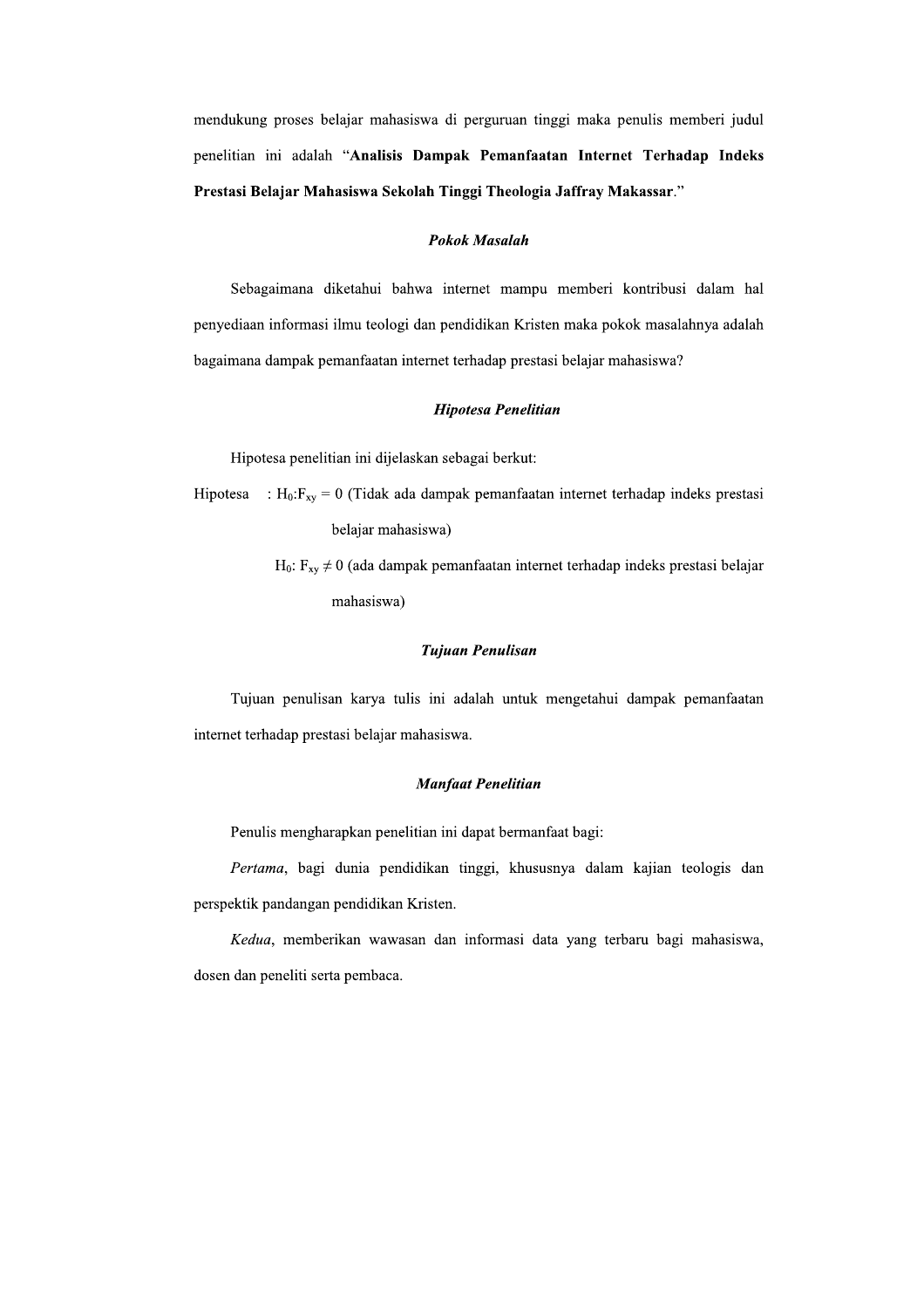mendukung proses belajar mahasiswa di perguruan tinggi maka penulis memberi judul penelitian ini adalah "**Analisis Dampak Pemanfaatan Internet Terhadap Indeks Prestasi Belajar Mahasiswa Sekolah Tinggi Theologia Jaffray Makassar**."

### *Pokok Masalah*

Sebagaimana diketahui bahwa internet mampu memberi kontribusi dalam hal penyediaan informasi ilmu teologi dan pendidikan Kristen maka pokok masalahnya adalah bagaimana dampak pemanfaatan internet terhadap prestasi belajar mahasiswa?

### *Hipotesa Penelitian*

Hipotesa penelitian ini dijelaskan sebagai berkut:

Hipotesa : $H_0$:$F_{xy} = 0$ (Tidak ada dampak pemanfaatan internet terhadap indeks prestasi belajar mahasiswa)

$H_0$: $F_{xy} \neq 0$ (ada dampak pemanfaatan internet terhadap indeks prestasi belajar mahasiswa)

### *Tujuan Penulisan*

Tujuan penulisan karya tulis ini adalah untuk mengetahui dampak pemanfaatan internet terhadap prestasi belajar mahasiswa.

### *Manfaat Penelitian*

Penulis mengharapkan penelitian ini dapat bermanfaat bagi:

*Pertama*, bagi dunia pendidikan tinggi, khususnya dalam kajian teologis dan perspektik pandangan pendidikan Kristen.

*Kedua*, memberikan wawasan dan informasi data yang terbaru bagi mahasiswa, dosen dan peneliti serta pembaca.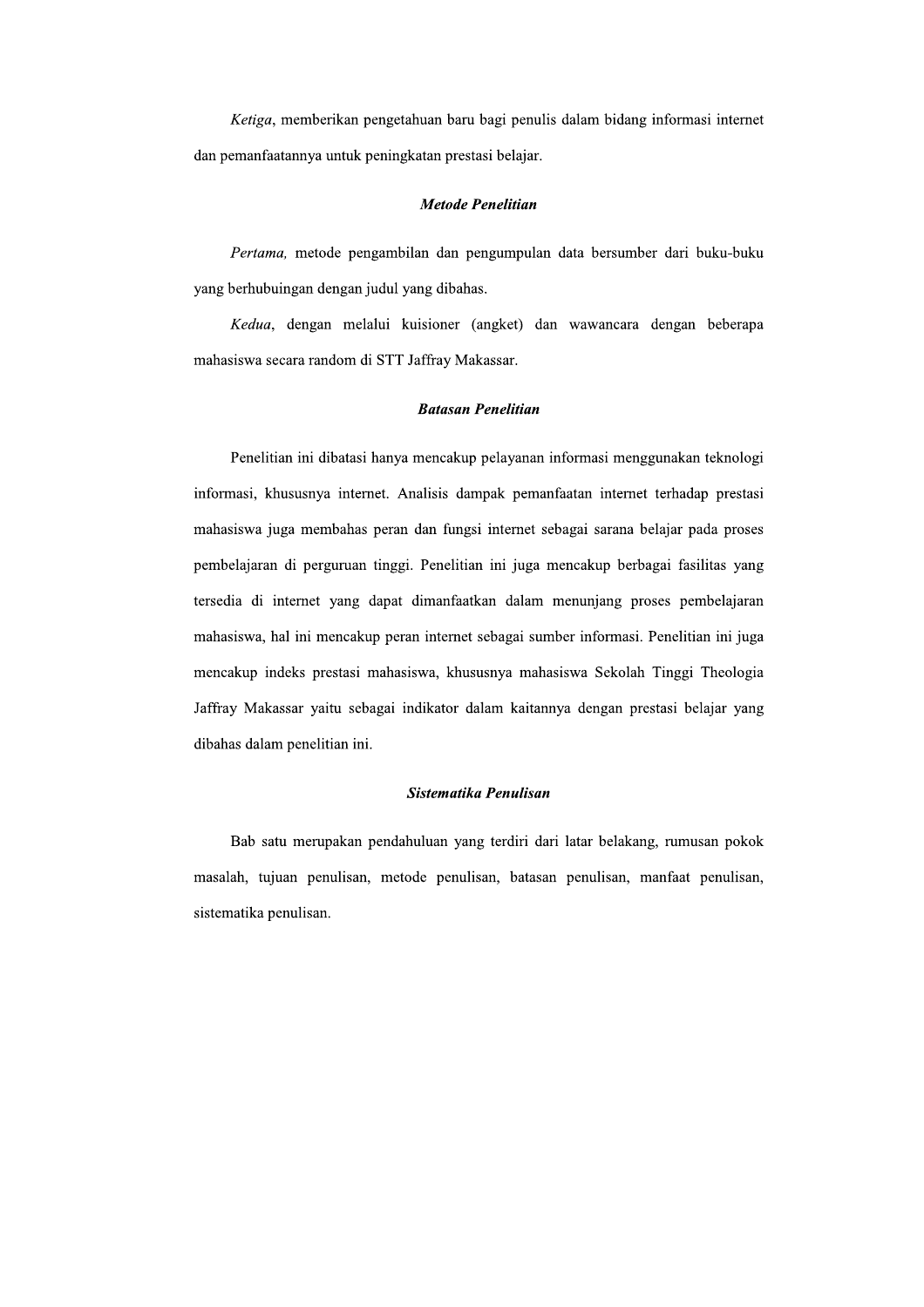*Ketiga*, memberikan pengetahuan baru bagi penulis dalam bidang informasi internet dan pemanfaatannya untuk peningkatan prestasi belajar.

### *Metode Penelitian*

*Pertama,* metode pengambilan dan pengumpulan data bersumber dari buku-buku yang berhubuingan dengan judul yang dibahas.

*Kedua*, dengan melalui kuisioner (angket) dan wawancara dengan beberapa mahasiswa secara random di STT Jaffray Makassar.

### *Batasan Penelitian*

Penelitian ini dibatasi hanya mencakup pelayanan informasi menggunakan teknologi informasi, khususnya internet. Analisis dampak pemanfaatan internet terhadap prestasi mahasiswa juga membahas peran dan fungsi internet sebagai sarana belajar pada proses pembelajaran di perguruan tinggi. Penelitian ini juga mencakup berbagai fasilitas yang tersedia di internet yang dapat dimanfaatkan dalam menunjang proses pembelajaran mahasiswa, hal ini mencakup peran internet sebagai sumber informasi. Penelitian ini juga mencakup indeks prestasi mahasiswa, khususnya mahasiswa Sekolah Tinggi Theologia Jaffray Makassar yaitu sebagai indikator dalam kaitannya dengan prestasi belajar yang dibahas dalam penelitian ini.

### *Sistematika Penulisan*

Bab satu merupakan pendahuluan yang terdiri dari latar belakang, rumusan pokok masalah, tujuan penulisan, metode penulisan, batasan penulisan, manfaat penulisan, sistematika penulisan.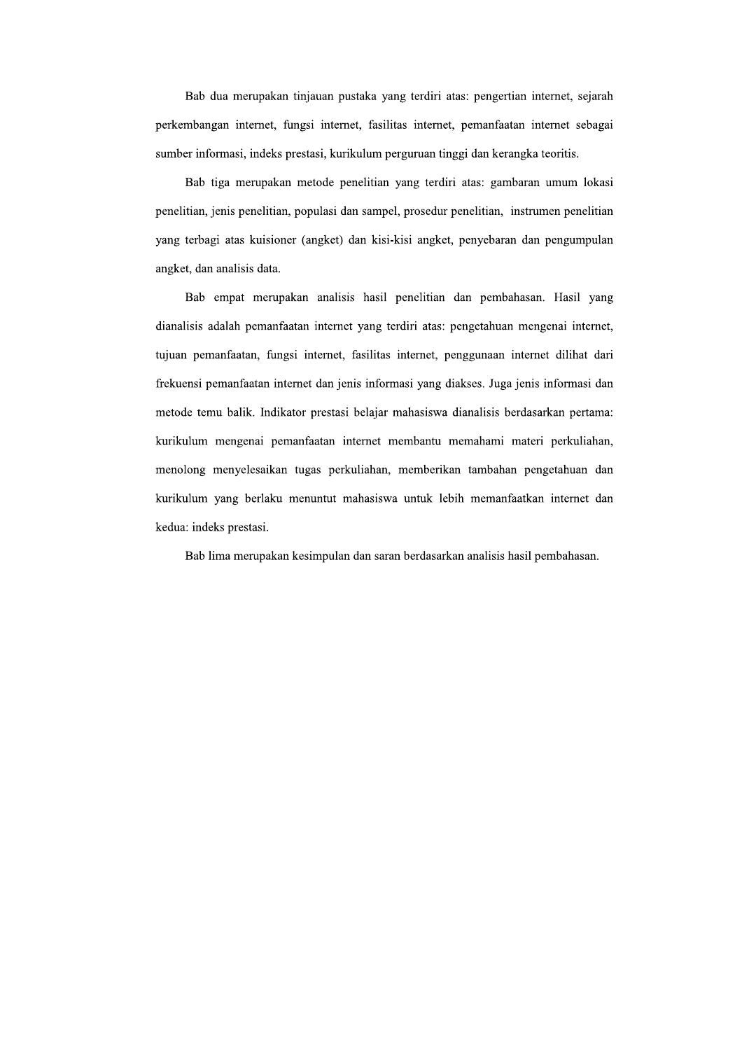Bab dua merupakan tinjauan pustaka yang terdiri atas: pengertian internet, sejarah perkembangan internet, fungsi internet, fasilitas internet, pemanfaatan internet sebagai sumber informasi, indeks prestasi, kurikulum perguruan tinggi dan kerangka teoritis.

Bab tiga merupakan metode penelitian yang terdiri atas: gambaran umum lokasi penelitian, jenis penelitian, populasi dan sampel, prosedur penelitian, instrumen penelitian yang terbagi atas kuisioner (angket) dan kisi-kisi angket, penyebaran dan pengumpulan angket, dan analisis data.

Bab empat merupakan analisis hasil penelitian dan pembahasan. Hasil yang dianalisis adalah pemanfaatan internet yang terdiri atas: pengetahuan mengenai internet, tujuan pemanfaatan, fungsi internet, fasilitas internet, penggunaan internet dilihat dari frekuensi pemanfaatan internet dan jenis informasi yang diakses. Juga jenis informasi dan metode temu balik. Indikator prestasi belajar mahasiswa dianalisis berdasarkan pertama: kurikulum mengenai pemanfaatan internet membantu memahami materi perkuliahan, menolong menyelesaikan tugas perkuliahan, memberikan tambahan pengetahuan dan kurikulum yang berlaku menuntut mahasiswa untuk lebih memanfaatkan internet dan kedua: indeks prestasi.

Bab lima merupakan kesimpulan dan saran berdasarkan analisis hasil pembahasan.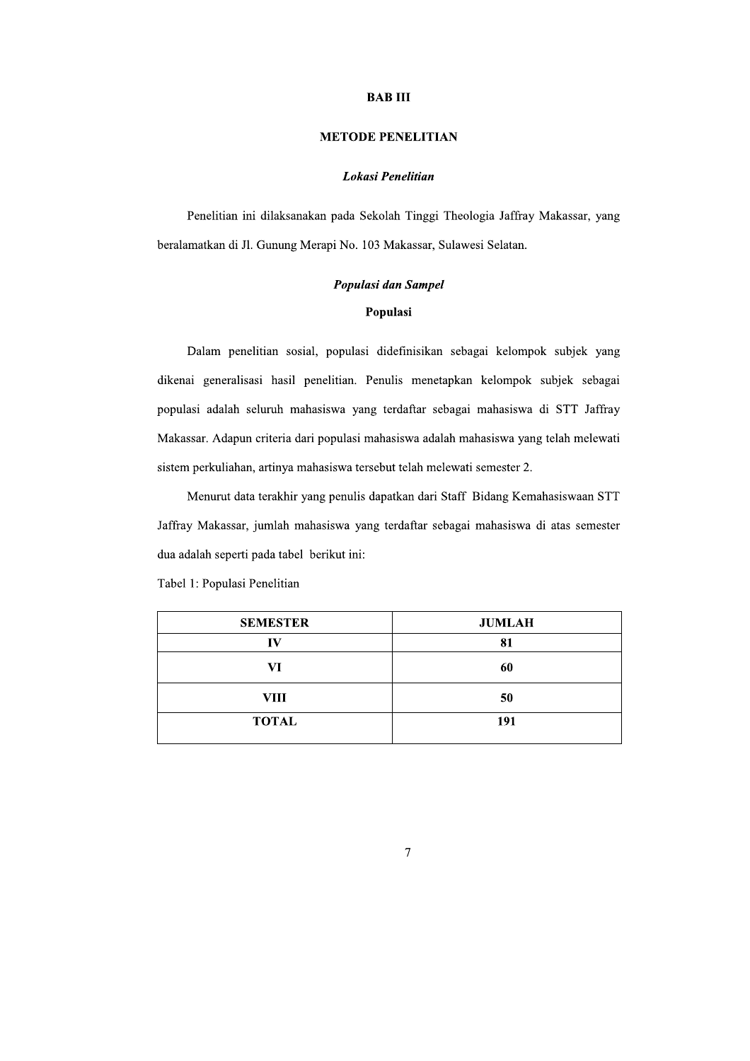# BAB III

# METODE PENELITIAN

## *Lokasi Penelitian*

Penelitian ini dilaksanakan pada Sekolah Tinggi Theologia Jaffray Makassar, yang beralamatkan di Jl. Gunung Merapi No. 103 Makassar, Sulawesi Selatan.

## *Populasi dan Sampel*

### Populasi

Dalam penelitian sosial, populasi didefinisikan sebagai kelompok subjek yang dikenai generalisasi hasil penelitian. Penulis menetapkan kelompok subjek sebagai populasi adalah seluruh mahasiswa yang terdaftar sebagai mahasiswa di STT Jaffray Makassar. Adapun criteria dari populasi mahasiswa adalah mahasiswa yang telah melewati sistem perkuliahan, artinya mahasiswa tersebut telah melewati semester 2.

Menurut data terakhir yang penulis dapatkan dari Staff Bidang Kemahasiswaan STT Jaffray Makassar, jumlah mahasiswa yang terdaftar sebagai mahasiswa di atas semester dua adalah seperti pada tabel berikut ini:

Tabel 1: Populasi Penelitian

| SEMESTER | JUMLAH |
|---|---|
| IV | 81 |
| VI | 60 |
| VIII | 50 |
| TOTAL | 191 |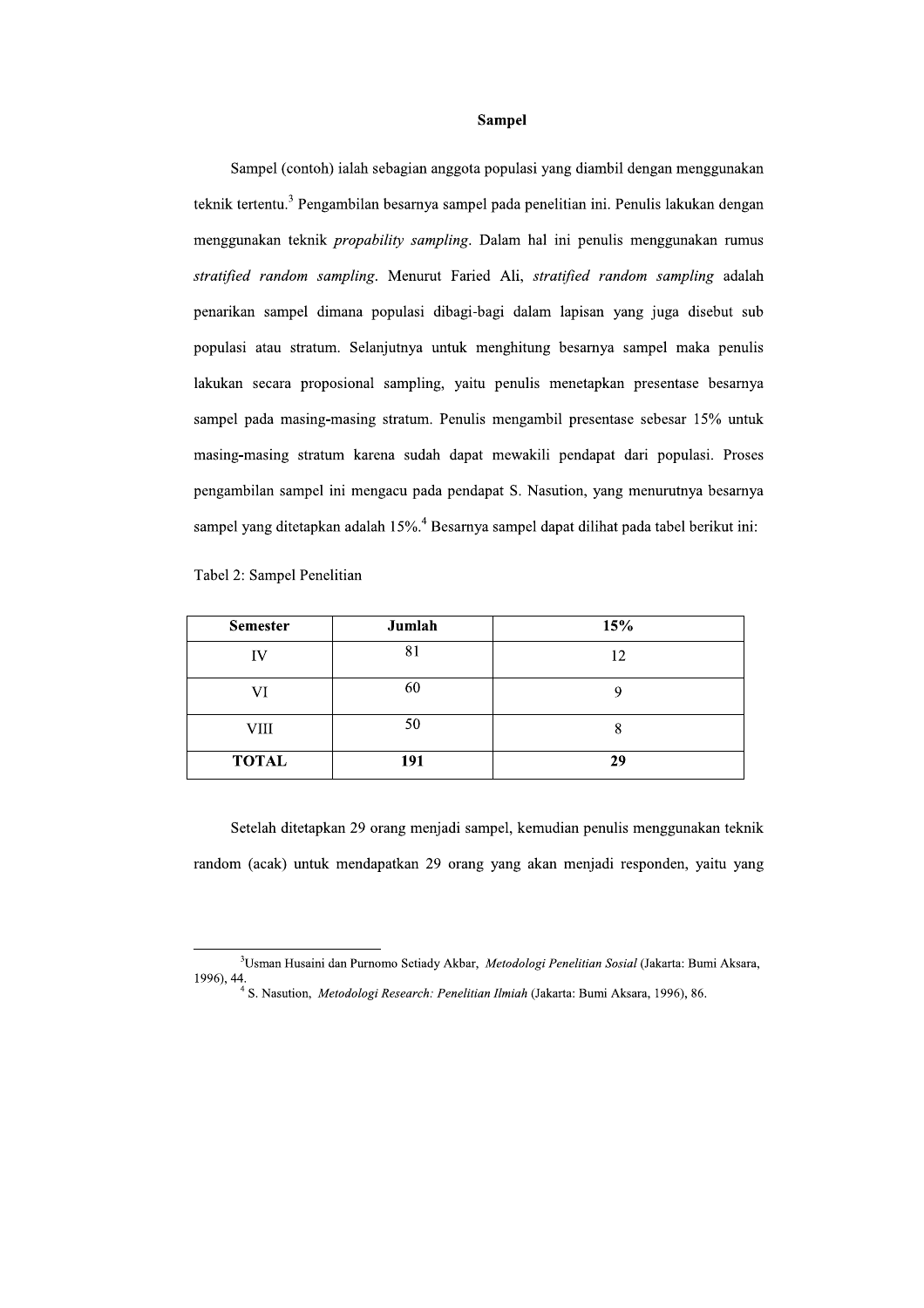### Sampel

Sampel (contoh) ialah sebagian anggota populasi yang diambil dengan menggunakan teknik tertentu.[3] Pengambilan besarnya sampel pada penelitian ini. Penulis lakukan dengan menggunakan teknik *propability sampling*. Dalam hal ini penulis menggunakan rumus *stratified random sampling*. Menurut Faried Ali, *stratified random sampling* adalah penarikan sampel dimana populasi dibagi-bagi dalam lapisan yang juga disebut sub populasi atau stratum. Selanjutnya untuk menghitung besarnya sampel maka penulis lakukan secara proposional sampling, yaitu penulis menetapkan presentase besarnya sampel pada masing-masing stratum. Penulis mengambil presentase sebesar 15% untuk masing-masing stratum karena sudah dapat mewakili pendapat dari populasi. Proses pengambilan sampel ini mengacu pada pendapat S. Nasution, yang menurutnya besarnya sampel yang ditetapkan adalah 15%.[4] Besarnya sampel dapat dilihat pada tabel berikut ini:

Tabel 2: Sampel Penelitian

| Semester | Jumlah | 15% |
|---|---|---|
| IV | 81 | 12 |
| VI | 60 | 9 |
| VIII | 50 | 8 |
| **TOTAL** | **191** | **29** |

Setelah ditetapkan 29 orang menjadi sampel, kemudian penulis menggunakan teknik random (acak) untuk mendapatkan 29 orang yang akan menjadi responden, yaitu yang

---

[3] Usman Husaini dan Purnomo Setiady Akbar, *Metodologi Penelitian Sosial* (Jakarta: Bumi Aksara, 1996), 44.

[4] S. Nasution, *Metodologi Research: Penelitian Ilmiah* (Jakarta: Bumi Aksara, 1996), 86.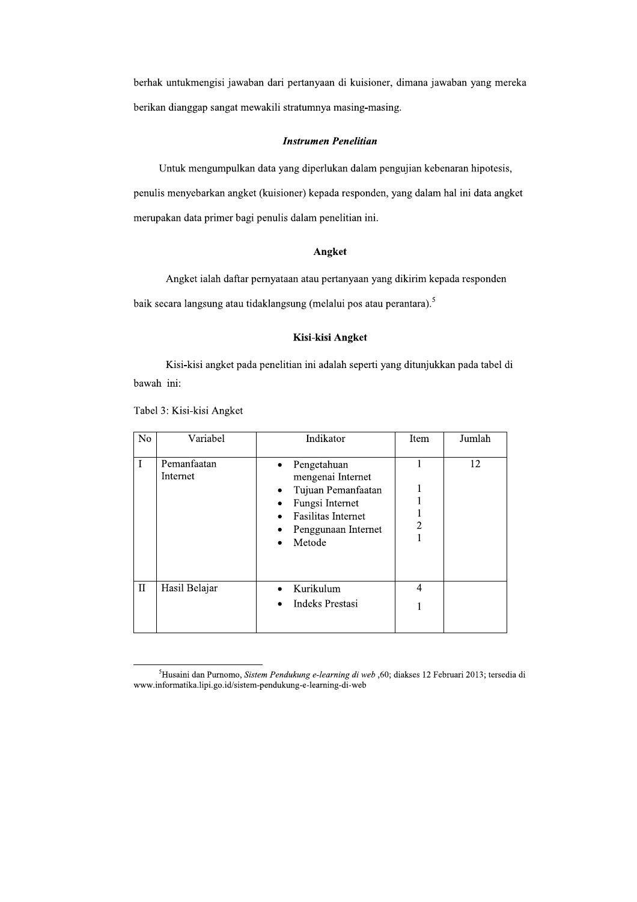berhak untukmengisi jawaban dari pertanyaan di kuisioner, dimana jawaban yang mereka berikan dianggap sangat mewakili stratumnya masing-masing.

### *Instrumen Penelitian*

Untuk mengumpulkan data yang diperlukan dalam pengujian kebenaran hipotesis, penulis menyebarkan angket (kuisioner) kepada responden, yang dalam hal ini data angket merupakan data primer bagi penulis dalam penelitian ini.

### Angket

Angket ialah daftar pernyataan atau pertanyaan yang dikirim kepada responden baik secara langsung atau tidaklangsung (melalui pos atau perantara).[5]

### Kisi-kisi Angket

Kisi-kisi angket pada penelitian ini adalah seperti yang ditunjukkan pada tabel di bawah ini:

Tabel 3: Kisi-kisi Angket

| No | Variabel | Indikator | Item | Jumlah |
|---|---|---|---|---|
| I | Pemanfaatan Internet | • Pengetahuan mengenai Internet<br>• Tujuan Pemanfaatan<br>• Fungsi Internet<br>• Fasilitas Internet<br>• Penggunaan Internet<br>• Metode | 1<br><br>1<br>1<br>1<br>2<br>1 | 12 |
| II | Hasil Belajar | • Kurikulum<br>• Indeks Prestasi | 4<br>1 | |

---

[5]Husaini dan Purnomo, *Sistem Pendukung e-learning di web* ,60; diakses 12 Februari 2013; tersedia di www.informatika.lipi.go.id/sistem-pendukung-e-learning-di-web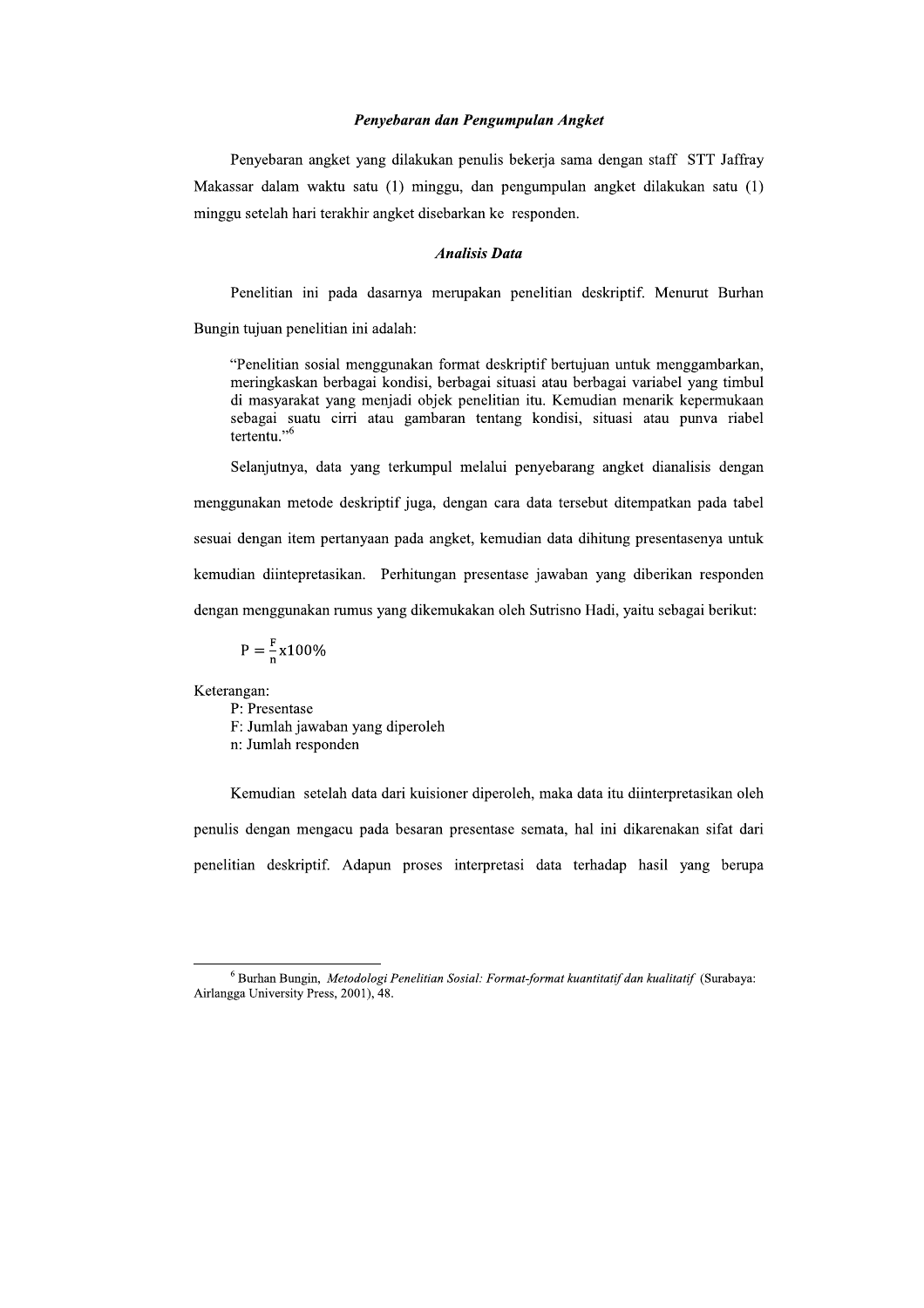### *Penyebaran dan Pengumpulan Angket*

Penyebaran angket yang dilakukan penulis bekerja sama dengan staff STT Jaffray Makassar dalam waktu satu (1) minggu, dan pengumpulan angket dilakukan satu (1) minggu setelah hari terakhir angket disebarkan ke responden.

### *Analisis Data*

Penelitian ini pada dasarnya merupakan penelitian deskriptif. Menurut Burhan Bungin tujuan penelitian ini adalah:

> "Penelitian sosial menggunakan format deskriptif bertujuan untuk menggambarkan, meringkaskan berbagai kondisi, berbagai situasi atau berbagai variabel yang timbul di masyarakat yang menjadi objek penelitian itu. Kemudian menarik kepermukaan sebagai suatu cirri atau gambaran tentang kondisi, situasi atau punva riabel tertentu."[6]

Selanjutnya, data yang terkumpul melalui penyebarang angket dianalisis dengan menggunakan metode deskriptif juga, dengan cara data tersebut ditempatkan pada tabel sesuai dengan item pertanyaan pada angket, kemudian data dihitung presentasenya untuk kemudian diintepretasikan. Perhitungan presentase jawaban yang diberikan responden dengan menggunakan rumus yang dikemukakan oleh Sutrisno Hadi, yaitu sebagai berikut:

$$P = \frac{F}{n} x100\%$$

Keterangan:
P: Presentase
F: Jumlah jawaban yang diperoleh
n: Jumlah responden

Kemudian setelah data dari kuisioner diperoleh, maka data itu diinterpretasikan oleh penulis dengan mengacu pada besaran presentase semata, hal ini dikarenakan sifat dari penelitian deskriptif. Adapun proses interpretasi data terhadap hasil yang berupa

---

[6] Burhan Bungin, *Metodologi Penelitian Sosial: Format-format kuantitatif dan kualitatif* (Surabaya: Airlangga University Press, 2001), 48.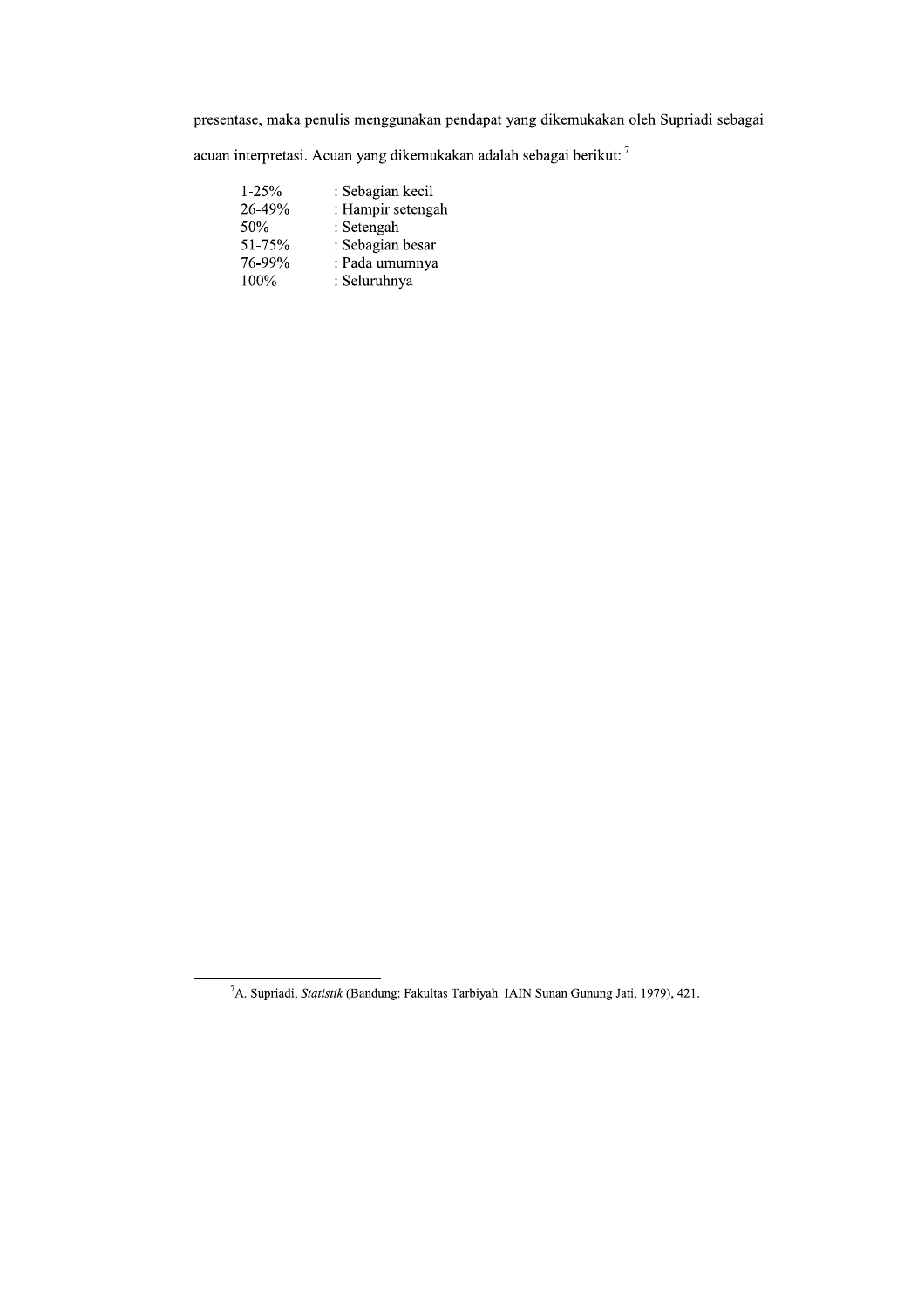presentase, maka penulis menggunakan pendapat yang dikemukakan oleh Supriadi sebagai acuan interpretasi. Acuan yang dikemukakan adalah sebagai berikut: [7]

1-25% : Sebagian kecil
26-49% : Hampir setengah
50% : Setengah
51-75% : Sebagian besar
76-99% : Pada umumnya
100% : Seluruhnya

---

[7]A. Supriadi, *Statistik* (Bandung: Fakultas Tarbiyah IAIN Sunan Gunung Jati, 1979), 421.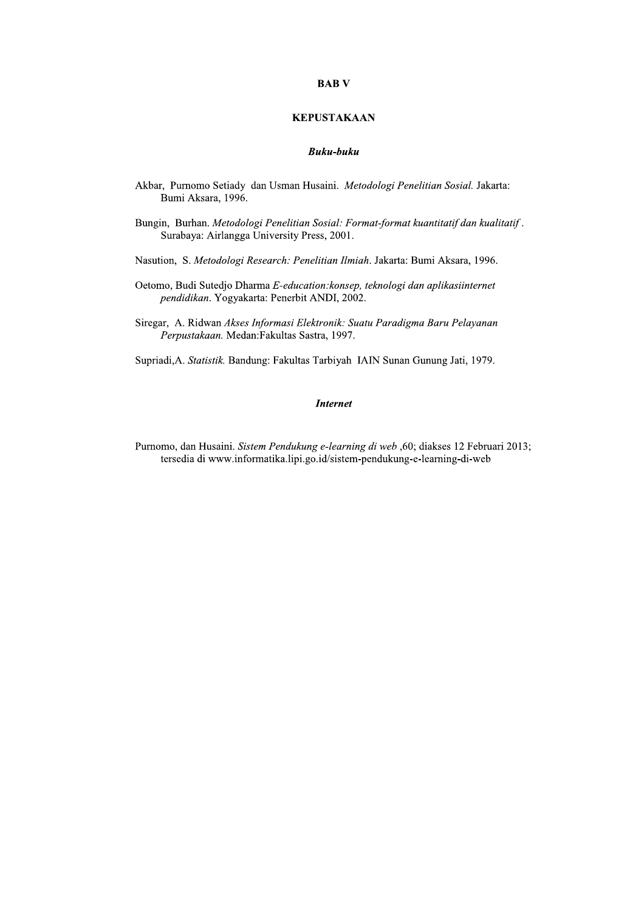# BAB V

## KEPUSTAKAAN

### *Buku-buku*

Akbar, Purnomo Setiady dan Usman Husaini. *Metodologi Penelitian Sosial.* Jakarta: Bumi Aksara, 1996.

Bungin, Burhan. *Metodologi Penelitian Sosial: Format-format kuantitatif dan kualitatif* . Surabaya: Airlangga University Press, 2001.

Nasution, S. *Metodologi Research: Penelitian Ilmiah*. Jakarta: Bumi Aksara, 1996.

Oetomo, Budi Sutedjo Dharma *E-education:konsep, teknologi dan aplikasiinternet pendidikan*. Yogyakarta: Penerbit ANDI, 2002.

Siregar, A. Ridwan *Akses Informasi Elektronik: Suatu Paradigma Baru Pelayanan Perpustakaan.* Medan:Fakultas Sastra, 1997.

Supriadi,A. *Statistik.* Bandung: Fakultas Tarbiyah IAIN Sunan Gunung Jati, 1979.

### *Internet*

Purnomo, dan Husaini. *Sistem Pendukung e-learning di web* ,60; diakses 12 Februari 2013; tersedia di www.informatika.lipi.go.id/sistem-pendukung-e-learning-di-web